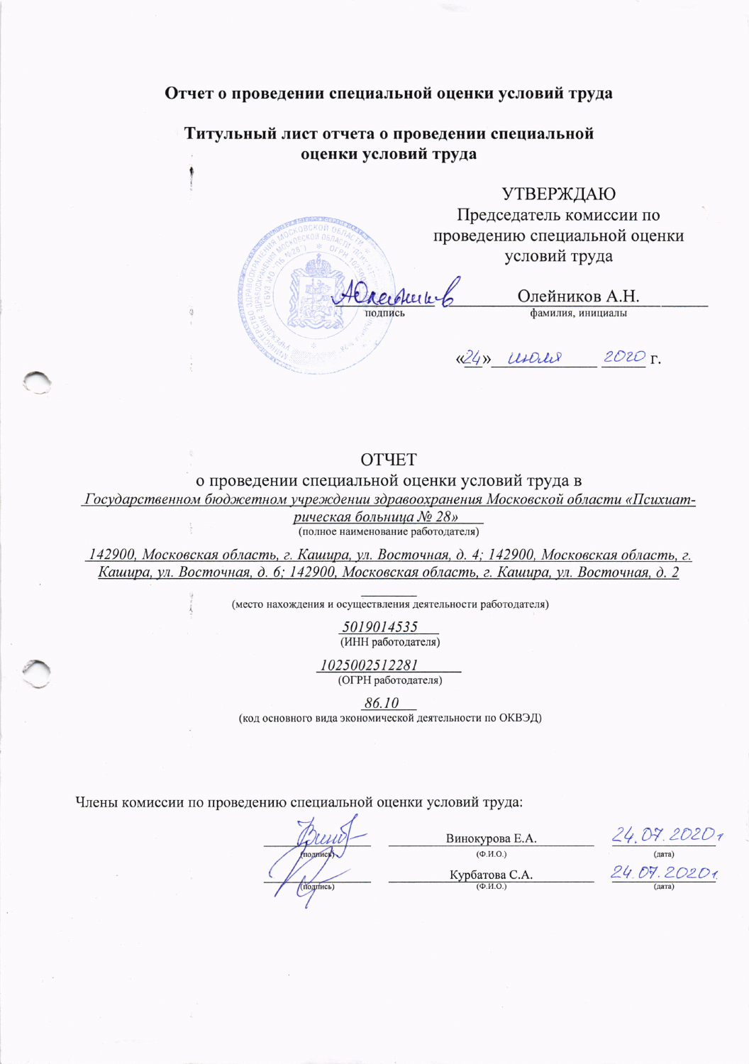# Отчет о проведении специальной оценки условий труда

## Титульный лист отчета о проведении специальной оценки условий труда

УТВЕРЖДАЮ
Председатель комиссии по проведению специальной оценки условий труда

_______________ Олейников А.Н.
подпись фамилия, инициалы

«24» июля 2020 г.

## ОТЧЕТ

о проведении специальной оценки условий труда в
*Государственном бюджетном учреждении здравоохранения Московской области «Психиатрическая больница № 28»*
(полное наименование работодателя)

*142900, Московская область, г. Кашира, ул. Восточная, д. 4; 142900, Московская область, г. Кашира, ул. Восточная, д. 6; 142900, Московская область, г. Кашира, ул. Восточная, д. 2*
(место нахождения и осуществления деятельности работодателя)

*5019014535*
(ИНН работодателя)

*1025002512281*
(ОГРН работодателя)

*86.10*
(код основного вида экономической деятельности по ОКВЭД)

Члены комиссии по проведению специальной оценки условий труда:

| (подпись) | (Ф.И.О.) | (дата) |
|---|---|---|
| _______________ | Винокурова Е.А. | 24.07.2020г |
| _______________ | Курбатова С.А. | 24.07.2020г. |